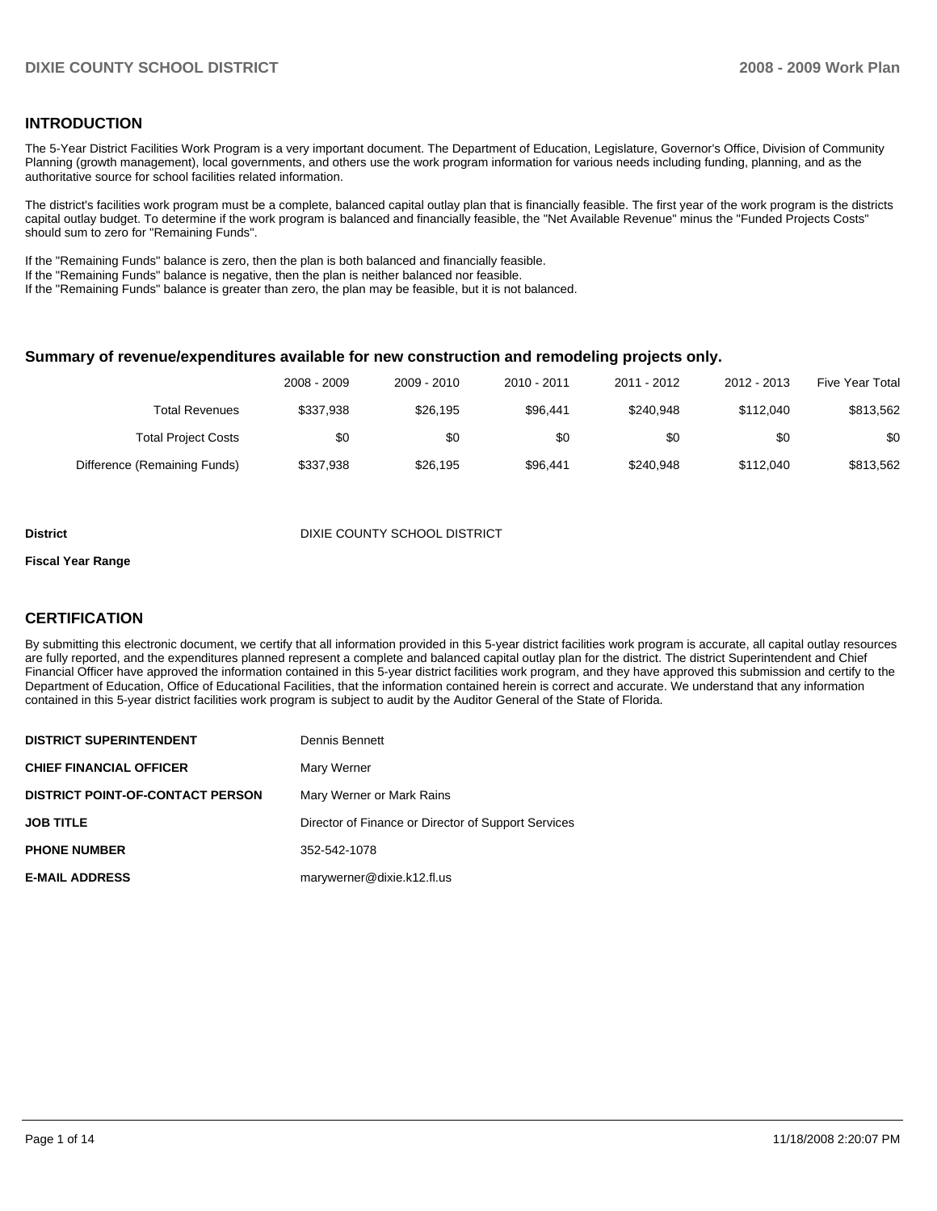## INTRODUCTION

The 5-Year District Facilities Work Program is a very important document. The Department of Education, Legislature, Governor's Office, Division of Community Planning (growth management), local governments, and others use the work program information for various needs including funding, planning, and as the authoritative source for school facilities related information.

The district's facilities work program must be a complete, balanced capital outlay plan that is financially feasible. The first year of the work program is the districts capital outlay budget. To determine if the work program is balanced and financially feasible, the "Net Available Revenue" minus the "Funded Projects Costs" should sum to zero for "Remaining Funds".

If the "Remaining Funds" balance is zero, then the plan is both balanced and financially feasible.
If the "Remaining Funds" balance is negative, then the plan is neither balanced nor feasible.
If the "Remaining Funds" balance is greater than zero, the plan may be feasible, but it is not balanced.

### Summary of revenue/expenditures available for new construction and remodeling projects only.

| | 2008 - 2009 | 2009 - 2010 | 2010 - 2011 | 2011 - 2012 | 2012 - 2013 | Five Year Total |
|---|---|---|---|---|---|---|
| Total Revenues | $337,938 | $26,195 | $96,441 | $240,948 | $112,040 | $813,562 |
| Total Project Costs | $0 | $0 | $0 | $0 | $0 | $0 |
| Difference (Remaining Funds) | $337,938 | $26,195 | $96,441 | $240,948 | $112,040 | $813,562 |

**District** DIXIE COUNTY SCHOOL DISTRICT

**Fiscal Year Range**

## CERTIFICATION

By submitting this electronic document, we certify that all information provided in this 5-year district facilities work program is accurate, all capital outlay resources are fully reported, and the expenditures planned represent a complete and balanced capital outlay plan for the district. The district Superintendent and Chief Financial Officer have approved the information contained in this 5-year district facilities work program, and they have approved this submission and certify to the Department of Education, Office of Educational Facilities, that the information contained herein is correct and accurate. We understand that any information contained in this 5-year district facilities work program is subject to audit by the Auditor General of the State of Florida.

| | |
|---|---|
| **DISTRICT SUPERINTENDENT** | Dennis Bennett |
| **CHIEF FINANCIAL OFFICER** | Mary Werner |
| **DISTRICT POINT-OF-CONTACT PERSON** | Mary Werner or Mark Rains |
| **JOB TITLE** | Director of Finance or Director of Support Services |
| **PHONE NUMBER** | 352-542-1078 |
| **E-MAIL ADDRESS** | marywerner@dixie.k12.fl.us |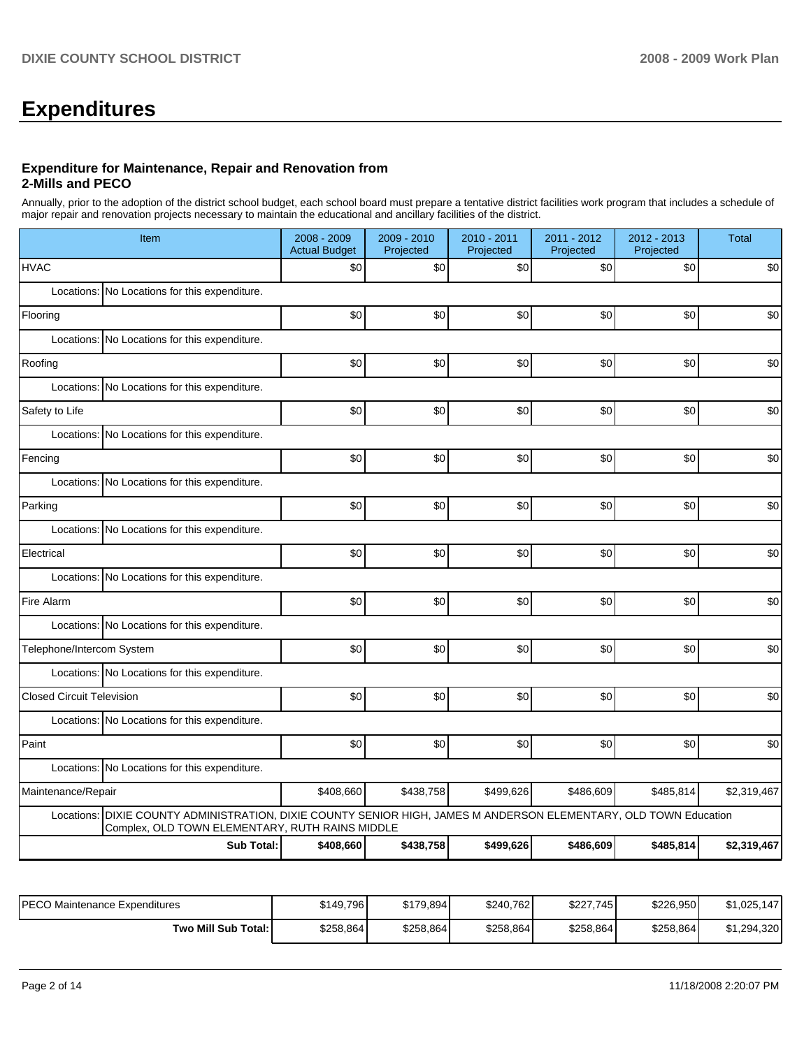# Expenditures

### Expenditure for Maintenance, Repair and Renovation from 2-Mills and PECO

Annually, prior to the adoption of the district school budget, each school board must prepare a tentative district facilities work program that includes a schedule of major repair and renovation projects necessary to maintain the educational and ancillary facilities of the district.

| Item | 2008 - 2009 Actual Budget | 2009 - 2010 Projected | 2010 - 2011 Projected | 2011 - 2012 Projected | 2012 - 2013 Projected | Total |
|---|---|---|---|---|---|---|
| HVAC | $0 | $0 | $0 | $0 | $0 | $0 |
| Locations: No Locations for this expenditure. | | | | | | |
| Flooring | $0 | $0 | $0 | $0 | $0 | $0 |
| Locations: No Locations for this expenditure. | | | | | | |
| Roofing | $0 | $0 | $0 | $0 | $0 | $0 |
| Locations: No Locations for this expenditure. | | | | | | |
| Safety to Life | $0 | $0 | $0 | $0 | $0 | $0 |
| Locations: No Locations for this expenditure. | | | | | | |
| Fencing | $0 | $0 | $0 | $0 | $0 | $0 |
| Locations: No Locations for this expenditure. | | | | | | |
| Parking | $0 | $0 | $0 | $0 | $0 | $0 |
| Locations: No Locations for this expenditure. | | | | | | |
| Electrical | $0 | $0 | $0 | $0 | $0 | $0 |
| Locations: No Locations for this expenditure. | | | | | | |
| Fire Alarm | $0 | $0 | $0 | $0 | $0 | $0 |
| Locations: No Locations for this expenditure. | | | | | | |
| Telephone/Intercom System | $0 | $0 | $0 | $0 | $0 | $0 |
| Locations: No Locations for this expenditure. | | | | | | |
| Closed Circuit Television | $0 | $0 | $0 | $0 | $0 | $0 |
| Locations: No Locations for this expenditure. | | | | | | |
| Paint | $0 | $0 | $0 | $0 | $0 | $0 |
| Locations: No Locations for this expenditure. | | | | | | |
| Maintenance/Repair | $408,660 | $438,758 | $499,626 | $486,609 | $485,814 | $2,319,467 |
| Locations: DIXIE COUNTY ADMINISTRATION, DIXIE COUNTY SENIOR HIGH, JAMES M ANDERSON ELEMENTARY, OLD TOWN Education Complex, OLD TOWN ELEMENTARY, RUTH RAINS MIDDLE | | | | | | |
| **Sub Total:** | **$408,660** | **$438,758** | **$499,626** | **$486,609** | **$485,814** | **$2,319,467** |

| Item | 2008 - 2009 Actual Budget | 2009 - 2010 Projected | 2010 - 2011 Projected | 2011 - 2012 Projected | 2012 - 2013 Projected | Total |
|---|---|---|---|---|---|---|
| PECO Maintenance Expenditures | $149,796 | $179,894 | $240,762 | $227,745 | $226,950 | $1,025,147 |
| **Two Mill Sub Total:** | $258,864 | $258,864 | $258,864 | $258,864 | $258,864 | $1,294,320 |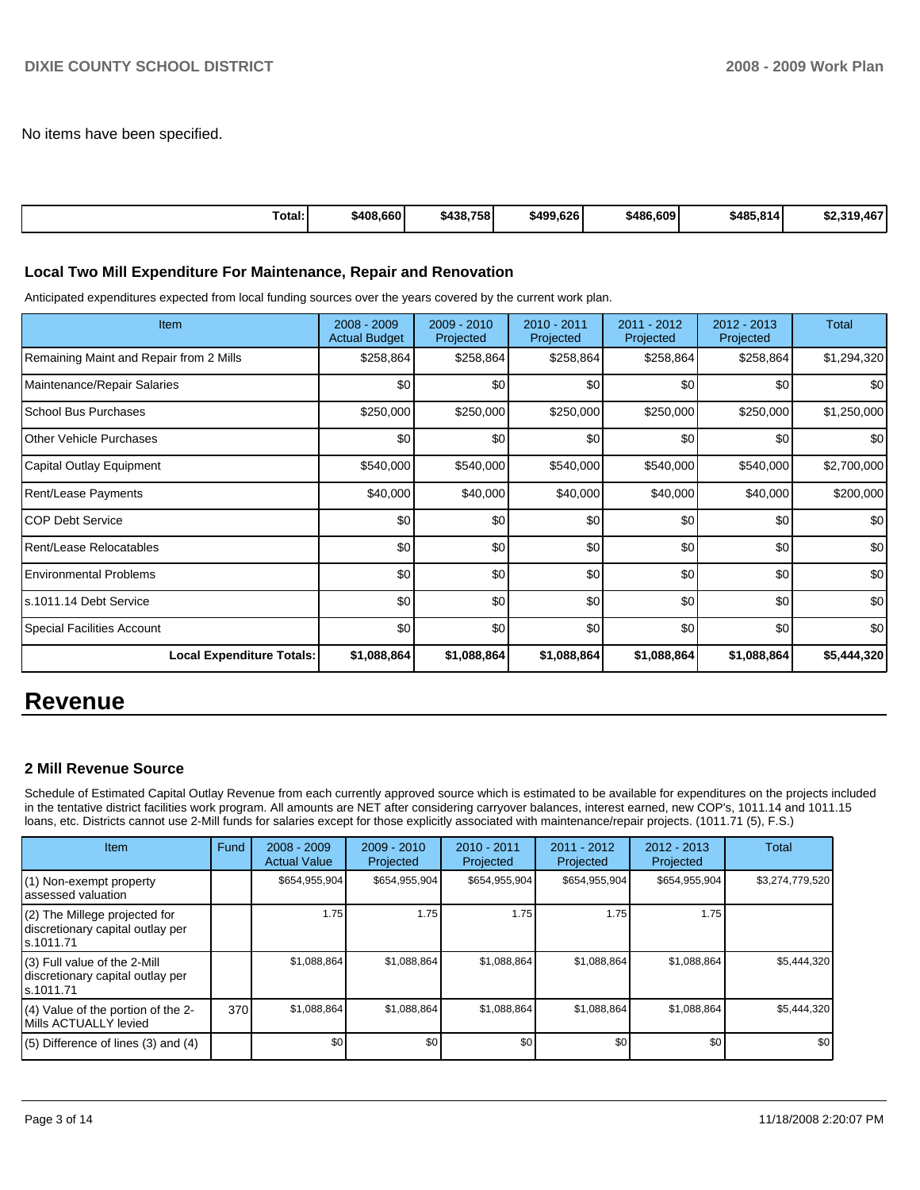No items have been specified.

| Total: | $408,660 | $438,758 | $499,626 | $486,609 | $485,814 | $2,319,467 |
|---|---|---|---|---|---|---|

### Local Two Mill Expenditure For Maintenance, Repair and Renovation

Anticipated expenditures expected from local funding sources over the years covered by the current work plan.

| Item | 2008 - 2009 Actual Budget | 2009 - 2010 Projected | 2010 - 2011 Projected | 2011 - 2012 Projected | 2012 - 2013 Projected | Total |
|---|---|---|---|---|---|---|
| Remaining Maint and Repair from 2 Mills | $258,864 | $258,864 | $258,864 | $258,864 | $258,864 | $1,294,320 |
| Maintenance/Repair Salaries | $0 | $0 | $0 | $0 | $0 | $0 |
| School Bus Purchases | $250,000 | $250,000 | $250,000 | $250,000 | $250,000 | $1,250,000 |
| Other Vehicle Purchases | $0 | $0 | $0 | $0 | $0 | $0 |
| Capital Outlay Equipment | $540,000 | $540,000 | $540,000 | $540,000 | $540,000 | $2,700,000 |
| Rent/Lease Payments | $40,000 | $40,000 | $40,000 | $40,000 | $40,000 | $200,000 |
| COP Debt Service | $0 | $0 | $0 | $0 | $0 | $0 |
| Rent/Lease Relocatables | $0 | $0 | $0 | $0 | $0 | $0 |
| Environmental Problems | $0 | $0 | $0 | $0 | $0 | $0 |
| s.1011.14 Debt Service | $0 | $0 | $0 | $0 | $0 | $0 |
| Special Facilities Account | $0 | $0 | $0 | $0 | $0 | $0 |
| **Local Expenditure Totals:** | **$1,088,864** | **$1,088,864** | **$1,088,864** | **$1,088,864** | **$1,088,864** | **$5,444,320** |

# Revenue

### 2 Mill Revenue Source

Schedule of Estimated Capital Outlay Revenue from each currently approved source which is estimated to be available for expenditures on the projects included in the tentative district facilities work program. All amounts are NET after considering carryover balances, interest earned, new COP's, 1011.14 and 1011.15 loans, etc. Districts cannot use 2-Mill funds for salaries except for those explicitly associated with maintenance/repair projects. (1011.71 (5), F.S.)

| Item | Fund | 2008 - 2009 Actual Value | 2009 - 2010 Projected | 2010 - 2011 Projected | 2011 - 2012 Projected | 2012 - 2013 Projected | Total |
|---|---|---|---|---|---|---|---|
| (1) Non-exempt property assessed valuation | | $654,955,904 | $654,955,904 | $654,955,904 | $654,955,904 | $654,955,904 | $3,274,779,520 |
| (2) The Millege projected for discretionary capital outlay per s.1011.71 | | 1.75 | 1.75 | 1.75 | 1.75 | 1.75 | |
| (3) Full value of the 2-Mill discretionary capital outlay per s.1011.71 | | $1,088,864 | $1,088,864 | $1,088,864 | $1,088,864 | $1,088,864 | $5,444,320 |
| (4) Value of the portion of the 2-Mills ACTUALLY levied | 370 | $1,088,864 | $1,088,864 | $1,088,864 | $1,088,864 | $1,088,864 | $5,444,320 |
| (5) Difference of lines (3) and (4) | | $0 | $0 | $0 | $0 | $0 | $0 |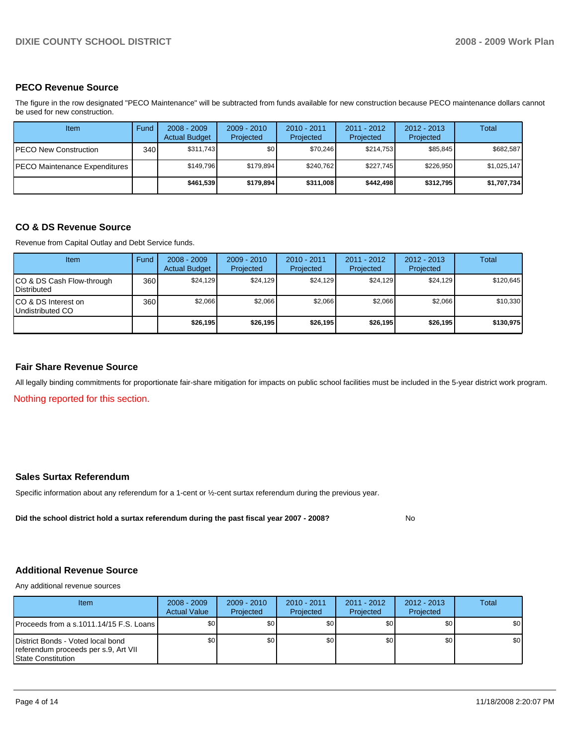## PECO Revenue Source

The figure in the row designated "PECO Maintenance" will be subtracted from funds available for new construction because PECO maintenance dollars cannot be used for new construction.

| Item | Fund | 2008 - 2009 Actual Budget | 2009 - 2010 Projected | 2010 - 2011 Projected | 2011 - 2012 Projected | 2012 - 2013 Projected | Total |
|---|---|---|---|---|---|---|---|
| PECO New Construction | 340 | $311,743 | $0 | $70,246 | $214,753 | $85,845 | $682,587 |
| PECO Maintenance Expenditures | | $149,796 | $179,894 | $240,762 | $227,745 | $226,950 | $1,025,147 |
| | | **$461,539** | **$179,894** | **$311,008** | **$442,498** | **$312,795** | **$1,707,734** |

## CO & DS Revenue Source

Revenue from Capital Outlay and Debt Service funds.

| Item | Fund | 2008 - 2009 Actual Budget | 2009 - 2010 Projected | 2010 - 2011 Projected | 2011 - 2012 Projected | 2012 - 2013 Projected | Total |
|---|---|---|---|---|---|---|---|
| CO & DS Cash Flow-through Distributed | 360 | $24,129 | $24,129 | $24,129 | $24,129 | $24,129 | $120,645 |
| CO & DS Interest on Undistributed CO | 360 | $2,066 | $2,066 | $2,066 | $2,066 | $2,066 | $10,330 |
| | | **$26,195** | **$26,195** | **$26,195** | **$26,195** | **$26,195** | **$130,975** |

## Fair Share Revenue Source

All legally binding commitments for proportionate fair-share mitigation for impacts on public school facilities must be included in the 5-year district work program.

Nothing reported for this section.

## Sales Surtax Referendum

Specific information about any referendum for a 1-cent or ½-cent surtax referendum during the previous year.

**Did the school district hold a surtax referendum during the past fiscal year 2007 - 2008?** No

## Additional Revenue Source

Any additional revenue sources

| Item | 2008 - 2009 Actual Value | 2009 - 2010 Projected | 2010 - 2011 Projected | 2011 - 2012 Projected | 2012 - 2013 Projected | Total |
|---|---|---|---|---|---|---|
| Proceeds from a s.1011.14/15 F.S. Loans | $0 | $0 | $0 | $0 | $0 | $0 |
| District Bonds - Voted local bond referendum proceeds per s.9, Art VII State Constitution | $0 | $0 | $0 | $0 | $0 | $0 |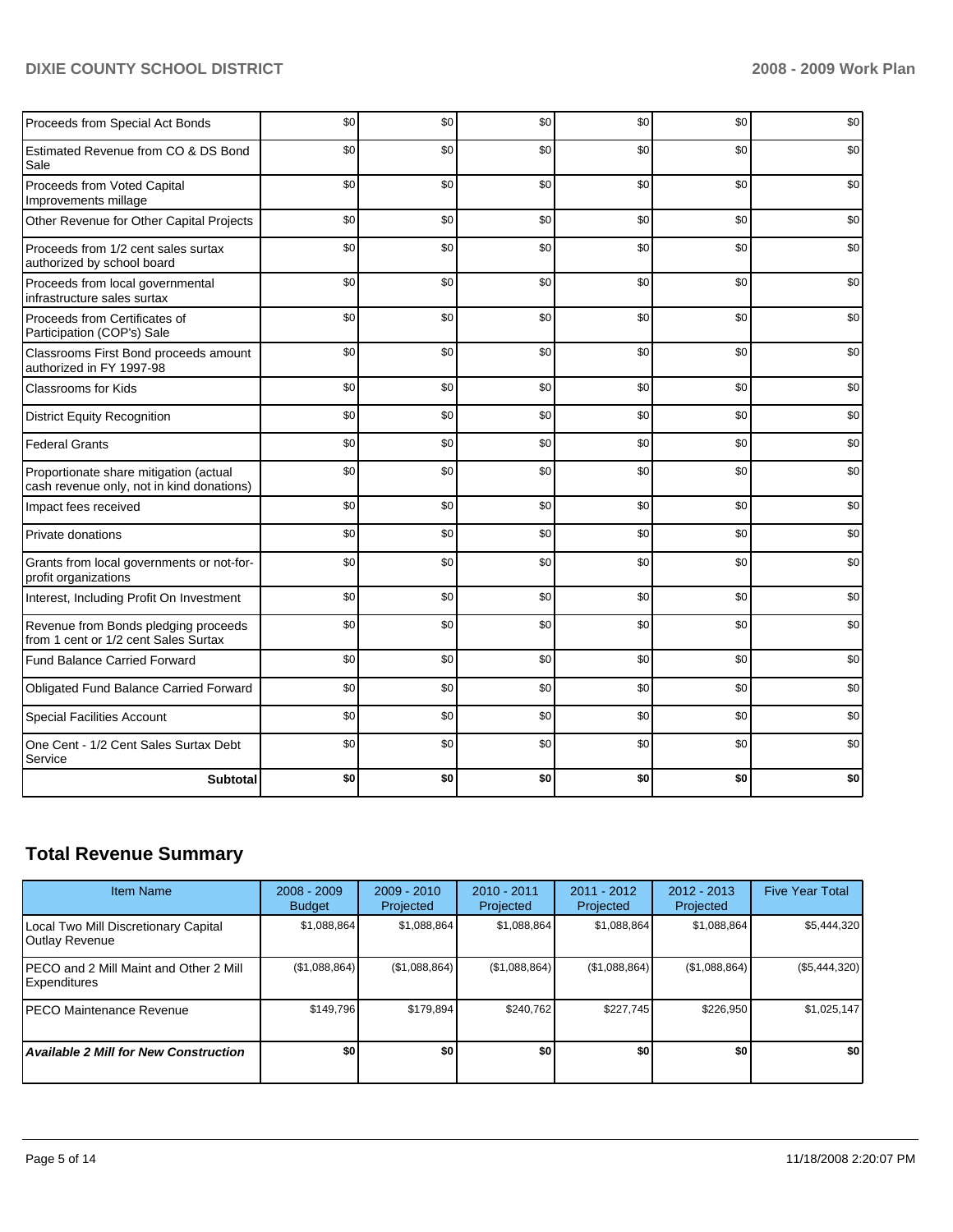| | | | | | | |
|---|---|---|---|---|---|---|
| Proceeds from Special Act Bonds | $0 | $0 | $0 | $0 | $0 | $0 |
| Estimated Revenue from CO & DS Bond Sale | $0 | $0 | $0 | $0 | $0 | $0 |
| Proceeds from Voted Capital Improvements millage | $0 | $0 | $0 | $0 | $0 | $0 |
| Other Revenue for Other Capital Projects | $0 | $0 | $0 | $0 | $0 | $0 |
| Proceeds from 1/2 cent sales surtax authorized by school board | $0 | $0 | $0 | $0 | $0 | $0 |
| Proceeds from local governmental infrastructure sales surtax | $0 | $0 | $0 | $0 | $0 | $0 |
| Proceeds from Certificates of Participation (COP's) Sale | $0 | $0 | $0 | $0 | $0 | $0 |
| Classrooms First Bond proceeds amount authorized in FY 1997-98 | $0 | $0 | $0 | $0 | $0 | $0 |
| Classrooms for Kids | $0 | $0 | $0 | $0 | $0 | $0 |
| District Equity Recognition | $0 | $0 | $0 | $0 | $0 | $0 |
| Federal Grants | $0 | $0 | $0 | $0 | $0 | $0 |
| Proportionate share mitigation (actual cash revenue only, not in kind donations) | $0 | $0 | $0 | $0 | $0 | $0 |
| Impact fees received | $0 | $0 | $0 | $0 | $0 | $0 |
| Private donations | $0 | $0 | $0 | $0 | $0 | $0 |
| Grants from local governments or not-for-profit organizations | $0 | $0 | $0 | $0 | $0 | $0 |
| Interest, Including Profit On Investment | $0 | $0 | $0 | $0 | $0 | $0 |
| Revenue from Bonds pledging proceeds from 1 cent or 1/2 cent Sales Surtax | $0 | $0 | $0 | $0 | $0 | $0 |
| Fund Balance Carried Forward | $0 | $0 | $0 | $0 | $0 | $0 |
| Obligated Fund Balance Carried Forward | $0 | $0 | $0 | $0 | $0 | $0 |
| Special Facilities Account | $0 | $0 | $0 | $0 | $0 | $0 |
| One Cent - 1/2 Cent Sales Surtax Debt Service | $0 | $0 | $0 | $0 | $0 | $0 |
| **Subtotal** | **$0** | **$0** | **$0** | **$0** | **$0** | **$0** |

## Total Revenue Summary

| Item Name | 2008 - 2009 Budget | 2009 - 2010 Projected | 2010 - 2011 Projected | 2011 - 2012 Projected | 2012 - 2013 Projected | Five Year Total |
|---|---|---|---|---|---|---|
| Local Two Mill Discretionary Capital Outlay Revenue | $1,088,864 | $1,088,864 | $1,088,864 | $1,088,864 | $1,088,864 | $5,444,320 |
| PECO and 2 Mill Maint and Other 2 Mill Expenditures | ($1,088,864) | ($1,088,864) | ($1,088,864) | ($1,088,864) | ($1,088,864) | ($5,444,320) |
| PECO Maintenance Revenue | $149,796 | $179,894 | $240,762 | $227,745 | $226,950 | $1,025,147 |
| ***Available 2 Mill for New Construction*** | **$0** | **$0** | **$0** | **$0** | **$0** | **$0** |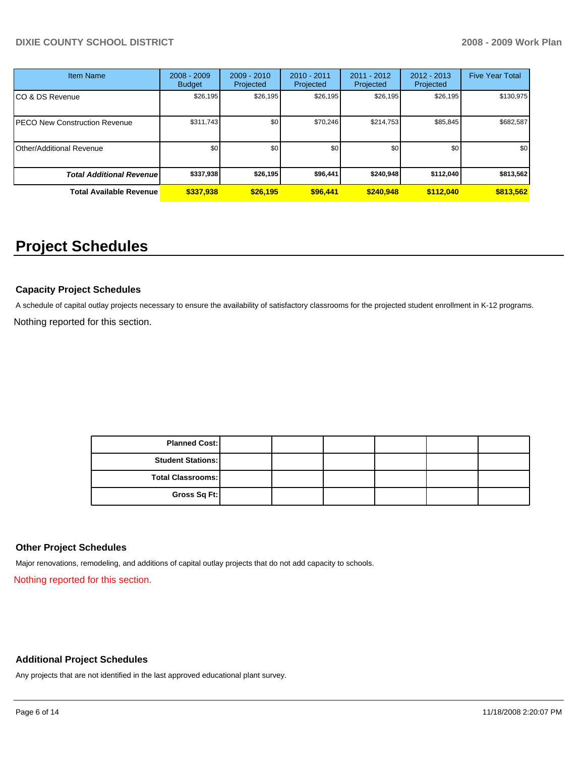| Item Name | 2008 - 2009 Budget | 2009 - 2010 Projected | 2010 - 2011 Projected | 2011 - 2012 Projected | 2012 - 2013 Projected | Five Year Total |
|---|---|---|---|---|---|---|
| CO & DS Revenue | $26,195 | $26,195 | $26,195 | $26,195 | $26,195 | $130,975 |
| PECO New Construction Revenue | $311,743 | $0 | $70,246 | $214,753 | $85,845 | $682,587 |
| Other/Additional Revenue | $0 | $0 | $0 | $0 | $0 | $0 |
| ***Total Additional Revenue*** | **$337,938** | **$26,195** | **$96,441** | **$240,948** | **$112,040** | **$813,562** |
| **Total Available Revenue** | **$337,938** | **$26,195** | **$96,441** | **$240,948** | **$112,040** | **$813,562** |

# Project Schedules

### Capacity Project Schedules

A schedule of capital outlay projects necessary to ensure the availability of satisfactory classrooms for the projected student enrollment in K-12 programs.

Nothing reported for this section.

| | | | | | | |
|---|---|---|---|---|---|---|
| **Planned Cost:** | | | | | | |
| **Student Stations:** | | | | | | |
| **Total Classrooms:** | | | | | | |
| **Gross Sq Ft:** | | | | | | |

### Other Project Schedules

Major renovations, remodeling, and additions of capital outlay projects that do not add capacity to schools.

Nothing reported for this section.

### Additional Project Schedules

Any projects that are not identified in the last approved educational plant survey.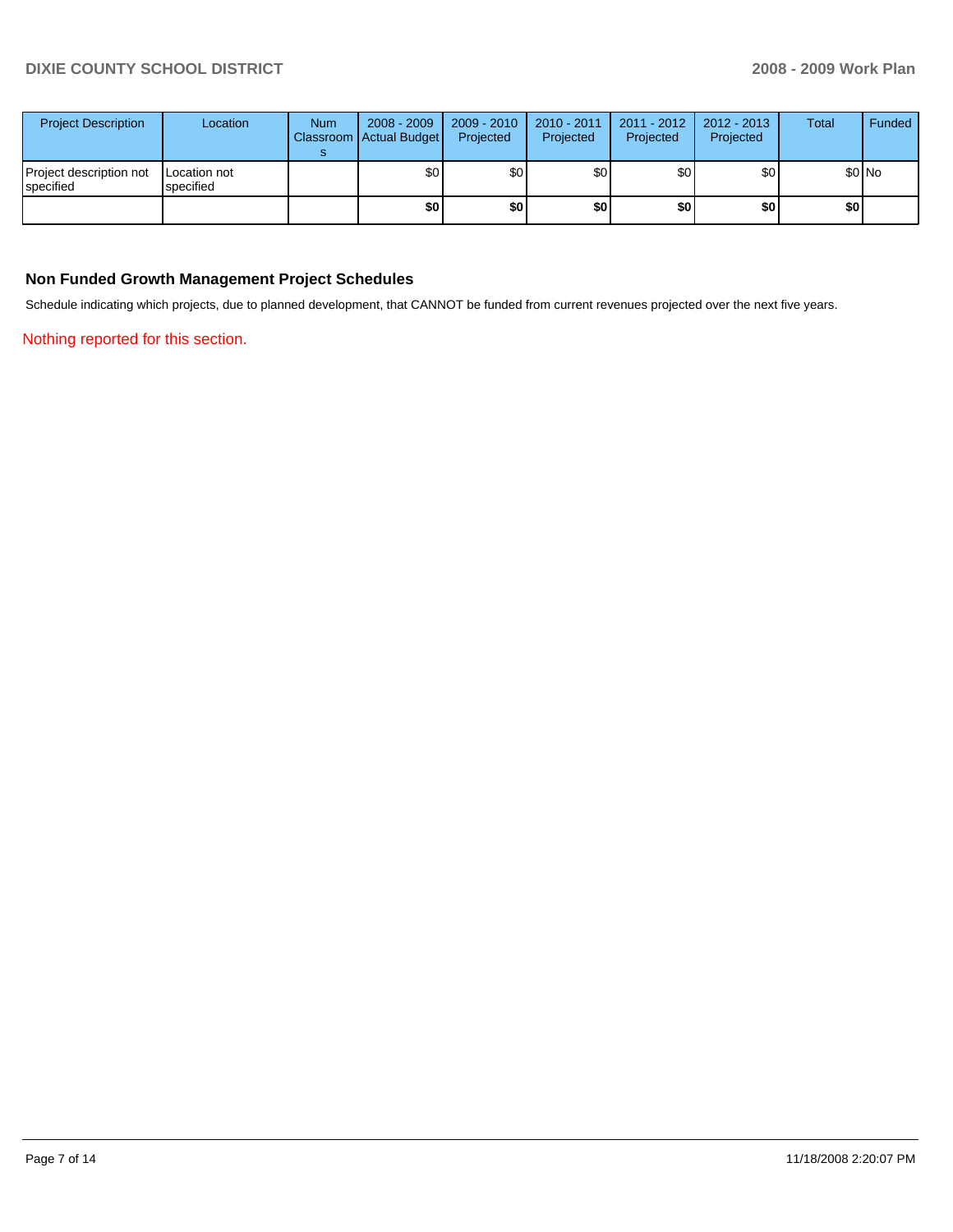| Project Description | Location | Num Classrooms | 2008 - 2009 Actual Budget | 2009 - 2010 Projected | 2010 - 2011 Projected | 2011 - 2012 Projected | 2012 - 2013 Projected | Total | Funded |
|---|---|---|---|---|---|---|---|---|---|
| Project description not specified | Location not specified | | $0 | $0 | $0 | $0 | $0 | $0 | No |
| | | | **$0** | **$0** | **$0** | **$0** | **$0** | **$0** | |

## Non Funded Growth Management Project Schedules

Schedule indicating which projects, due to planned development, that CANNOT be funded from current revenues projected over the next five years.

Nothing reported for this section.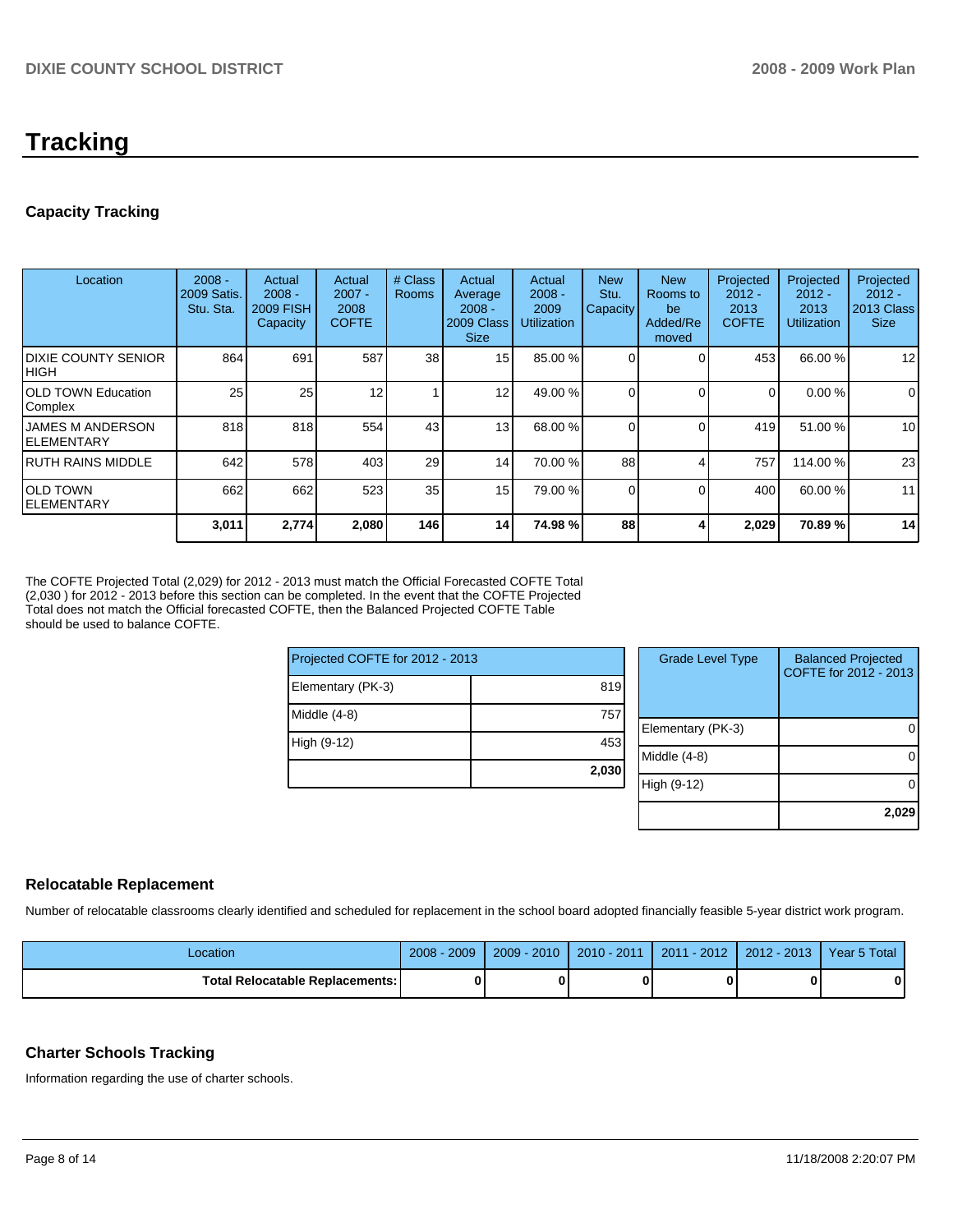# Tracking

## Capacity Tracking

| Location | 2008 - 2009 Satis. Stu. Sta. | Actual 2008 - 2009 FISH Capacity | Actual 2007 - 2008 COFTE | # Class Rooms | Actual Average 2008 - 2009 Class Size | Actual 2008 - 2009 Utilization | New Stu. Capacity | New Rooms to be Added/Re moved | Projected 2012 - 2013 COFTE | Projected 2012 - 2013 Utilization | Projected 2012 - 2013 Class Size |
|---|---|---|---|---|---|---|---|---|---|---|---|
| DIXIE COUNTY SENIOR HIGH | 864 | 691 | 587 | 38 | 15 | 85.00 % | 0 | 0 | 453 | 66.00 % | 12 |
| OLD TOWN Education Complex | 25 | 25 | 12 | 1 | 12 | 49.00 % | 0 | 0 | 0 | 0.00 % | 0 |
| JAMES M ANDERSON ELEMENTARY | 818 | 818 | 554 | 43 | 13 | 68.00 % | 0 | 0 | 419 | 51.00 % | 10 |
| RUTH RAINS MIDDLE | 642 | 578 | 403 | 29 | 14 | 70.00 % | 88 | 4 | 757 | 114.00 % | 23 |
| OLD TOWN ELEMENTARY | 662 | 662 | 523 | 35 | 15 | 79.00 % | 0 | 0 | 400 | 60.00 % | 11 |
| | **3,011** | **2,774** | **2,080** | **146** | **14** | **74.98 %** | **88** | **4** | **2,029** | **70.89 %** | **14** |

The COFTE Projected Total (2,029) for 2012 - 2013 must match the Official Forecasted COFTE Total (2,030 ) for 2012 - 2013 before this section can be completed. In the event that the COFTE Projected Total does not match the Official forecasted COFTE, then the Balanced Projected COFTE Table should be used to balance COFTE.

| Projected COFTE for 2012 - 2013 | |
|---|---|
| Elementary (PK-3) | 819 |
| Middle (4-8) | 757 |
| High (9-12) | 453 |
| | **2,030** |

| Grade Level Type | Balanced Projected COFTE for 2012 - 2013 |
|---|---|
| Elementary (PK-3) | 0 |
| Middle (4-8) | 0 |
| High (9-12) | 0 |
| | **2,029** |

## Relocatable Replacement

Number of relocatable classrooms clearly identified and scheduled for replacement in the school board adopted financially feasible 5-year district work program.

| Location | 2008 - 2009 | 2009 - 2010 | 2010 - 2011 | 2011 - 2012 | 2012 - 2013 | Year 5 Total |
|---|---|---|---|---|---|---|
| **Total Relocatable Replacements:** | **0** | **0** | **0** | **0** | **0** | **0** |

## Charter Schools Tracking

Information regarding the use of charter schools.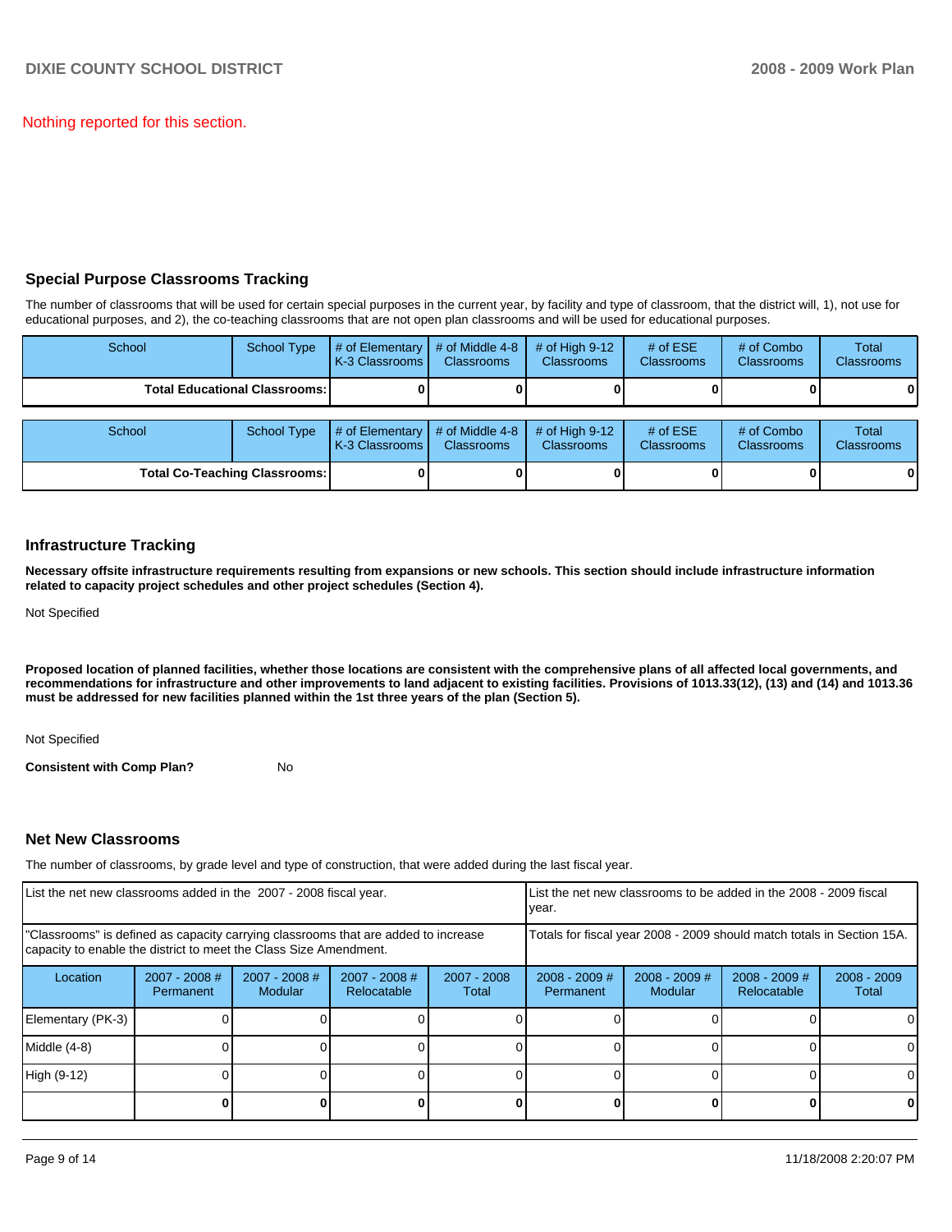Nothing reported for this section.

## Special Purpose Classrooms Tracking

The number of classrooms that will be used for certain special purposes in the current year, by facility and type of classroom, that the district will, 1), not use for educational purposes, and 2), the co-teaching classrooms that are not open plan classrooms and will be used for educational purposes.

| School | School Type | # of Elementary K-3 Classrooms | # of Middle 4-8 Classrooms | # of High 9-12 Classrooms | # of ESE Classrooms | # of Combo Classrooms | Total Classrooms |
|---|---|---|---|---|---|---|---|
| **Total Educational Classrooms:** | | **0** | **0** | **0** | **0** | **0** | **0** |

| School | School Type | # of Elementary K-3 Classrooms | # of Middle 4-8 Classrooms | # of High 9-12 Classrooms | # of ESE Classrooms | # of Combo Classrooms | Total Classrooms |
|---|---|---|---|---|---|---|---|
| **Total Co-Teaching Classrooms:** | | **0** | **0** | **0** | **0** | **0** | **0** |

## Infrastructure Tracking

**Necessary offsite infrastructure requirements resulting from expansions or new schools. This section should include infrastructure information related to capacity project schedules and other project schedules (Section 4).**

Not Specified

**Proposed location of planned facilities, whether those locations are consistent with the comprehensive plans of all affected local governments, and recommendations for infrastructure and other improvements to land adjacent to existing facilities. Provisions of 1013.33(12), (13) and (14) and 1013.36 must be addressed for new facilities planned within the 1st three years of the plan (Section 5).**

Not Specified

**Consistent with Comp Plan?** No

## Net New Classrooms

The number of classrooms, by grade level and type of construction, that were added during the last fiscal year.

| List the net new classrooms added in the 2007 - 2008 fiscal year. | | | | | List the net new classrooms to be added in the 2008 - 2009 fiscal year. | | | |
|---|---|---|---|---|---|---|---|---|
| "Classrooms" is defined as capacity carrying classrooms that are added to increase capacity to enable the district to meet the Class Size Amendment. | | | | | Totals for fiscal year 2008 - 2009 should match totals in Section 15A. | | | |
| Location | 2007 - 2008 # Permanent | 2007 - 2008 # Modular | 2007 - 2008 # Relocatable | 2007 - 2008 Total | 2008 - 2009 # Permanent | 2008 - 2009 # Modular | 2008 - 2009 # Relocatable | 2008 - 2009 Total |
| Elementary (PK-3) | 0 | 0 | 0 | 0 | 0 | 0 | 0 | 0 |
| Middle (4-8) | 0 | 0 | 0 | 0 | 0 | 0 | 0 | 0 |
| High (9-12) | 0 | 0 | 0 | 0 | 0 | 0 | 0 | 0 |
| | **0** | **0** | **0** | **0** | **0** | **0** | **0** | **0** |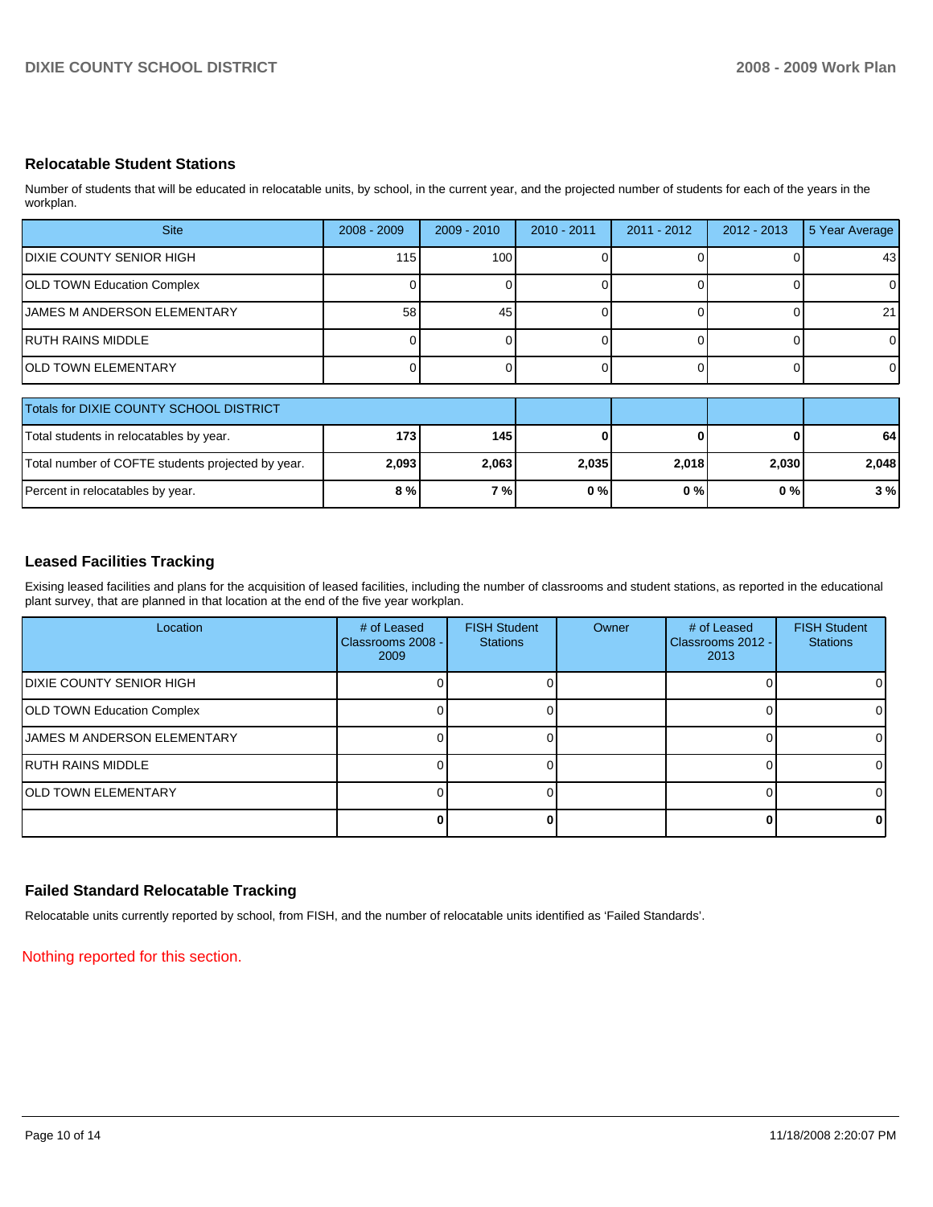## Relocatable Student Stations

Number of students that will be educated in relocatable units, by school, in the current year, and the projected number of students for each of the years in the workplan.

| Site | 2008 - 2009 | 2009 - 2010 | 2010 - 2011 | 2011 - 2012 | 2012 - 2013 | 5 Year Average |
|---|---|---|---|---|---|---|
| DIXIE COUNTY SENIOR HIGH | 115 | 100 | 0 | 0 | 0 | 43 |
| OLD TOWN Education Complex | 0 | 0 | 0 | 0 | 0 | 0 |
| JAMES M ANDERSON ELEMENTARY | 58 | 45 | 0 | 0 | 0 | 21 |
| RUTH RAINS MIDDLE | 0 | 0 | 0 | 0 | 0 | 0 |
| OLD TOWN ELEMENTARY | 0 | 0 | 0 | 0 | 0 | 0 |

| Totals for DIXIE COUNTY SCHOOL DISTRICT | | | | | | |
|---|---|---|---|---|---|---|
| Total students in relocatables by year. | **173** | **145** | **0** | **0** | **0** | **64** |
| Total number of COFTE students projected by year. | **2,093** | **2,063** | **2,035** | **2,018** | **2,030** | **2,048** |
| Percent in relocatables by year. | **8 %** | **7 %** | **0 %** | **0 %** | **0 %** | **3 %** |

## Leased Facilities Tracking

Exising leased facilities and plans for the acquisition of leased facilities, including the number of classrooms and student stations, as reported in the educational plant survey, that are planned in that location at the end of the five year workplan.

| Location | # of Leased Classrooms 2008 - 2009 | FISH Student Stations | Owner | # of Leased Classrooms 2012 - 2013 | FISH Student Stations |
|---|---|---|---|---|---|
| DIXIE COUNTY SENIOR HIGH | 0 | 0 | | 0 | 0 |
| OLD TOWN Education Complex | 0 | 0 | | 0 | 0 |
| JAMES M ANDERSON ELEMENTARY | 0 | 0 | | 0 | 0 |
| RUTH RAINS MIDDLE | 0 | 0 | | 0 | 0 |
| OLD TOWN ELEMENTARY | 0 | 0 | | 0 | 0 |
| | **0** | **0** | | **0** | **0** |

## Failed Standard Relocatable Tracking

Relocatable units currently reported by school, from FISH, and the number of relocatable units identified as 'Failed Standards'.

Nothing reported for this section.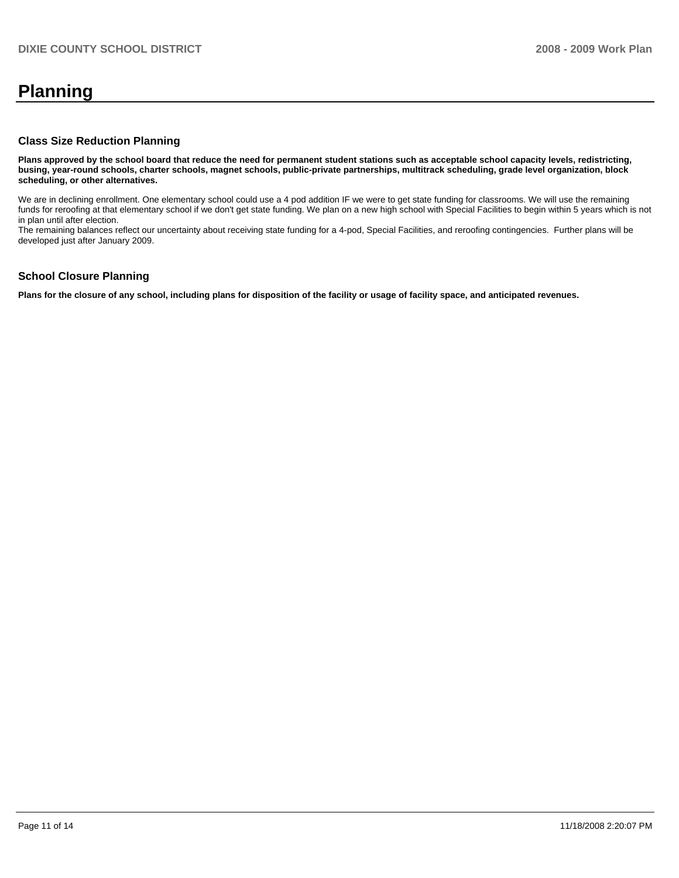# Planning

## Class Size Reduction Planning

**Plans approved by the school board that reduce the need for permanent student stations such as acceptable school capacity levels, redistricting, busing, year-round schools, charter schools, magnet schools, public-private partnerships, multitrack scheduling, grade level organization, block scheduling, or other alternatives.**

We are in declining enrollment. One elementary school could use a 4 pod addition IF we were to get state funding for classrooms. We will use the remaining funds for reroofing at that elementary school if we don't get state funding. We plan on a new high school with Special Facilities to begin within 5 years which is not in plan until after election.
The remaining balances reflect our uncertainty about receiving state funding for a 4-pod, Special Facilities, and reroofing contingencies. Further plans will be developed just after January 2009.

## School Closure Planning

**Plans for the closure of any school, including plans for disposition of the facility or usage of facility space, and anticipated revenues.**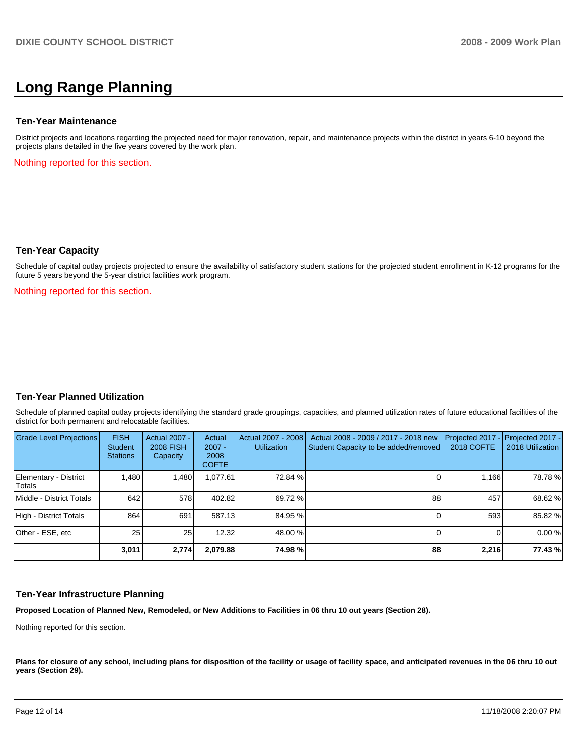# Long Range Planning

### Ten-Year Maintenance

District projects and locations regarding the projected need for major renovation, repair, and maintenance projects within the district in years 6-10 beyond the projects plans detailed in the five years covered by the work plan.

Nothing reported for this section.

### Ten-Year Capacity

Schedule of capital outlay projects projected to ensure the availability of satisfactory student stations for the projected student enrollment in K-12 programs for the future 5 years beyond the 5-year district facilities work program.

Nothing reported for this section.

### Ten-Year Planned Utilization

Schedule of planned capital outlay projects identifying the standard grade groupings, capacities, and planned utilization rates of future educational facilities of the district for both permanent and relocatable facilities.

| Grade Level Projections | FISH Student Stations | Actual 2007 - 2008 FISH Capacity | Actual 2007 - 2008 COFTE | Actual 2007 - 2008 Utilization | Actual 2008 - 2009 / 2017 - 2018 new Student Capacity to be added/removed | Projected 2017 - 2018 COFTE | Projected 2017 - 2018 Utilization |
|---|---|---|---|---|---|---|---|
| Elementary - District Totals | 1,480 | 1,480 | 1,077.61 | 72.84 % | 0 | 1,166 | 78.78 % |
| Middle - District Totals | 642 | 578 | 402.82 | 69.72 % | 88 | 457 | 68.62 % |
| High - District Totals | 864 | 691 | 587.13 | 84.95 % | 0 | 593 | 85.82 % |
| Other - ESE, etc | 25 | 25 | 12.32 | 48.00 % | 0 | 0 | 0.00 % |
| | **3,011** | **2,774** | **2,079.88** | **74.98 %** | **88** | **2,216** | **77.43 %** |

### Ten-Year Infrastructure Planning

**Proposed Location of Planned New, Remodeled, or New Additions to Facilities in 06 thru 10 out years (Section 28).**

Nothing reported for this section.

**Plans for closure of any school, including plans for disposition of the facility or usage of facility space, and anticipated revenues in the 06 thru 10 out years (Section 29).**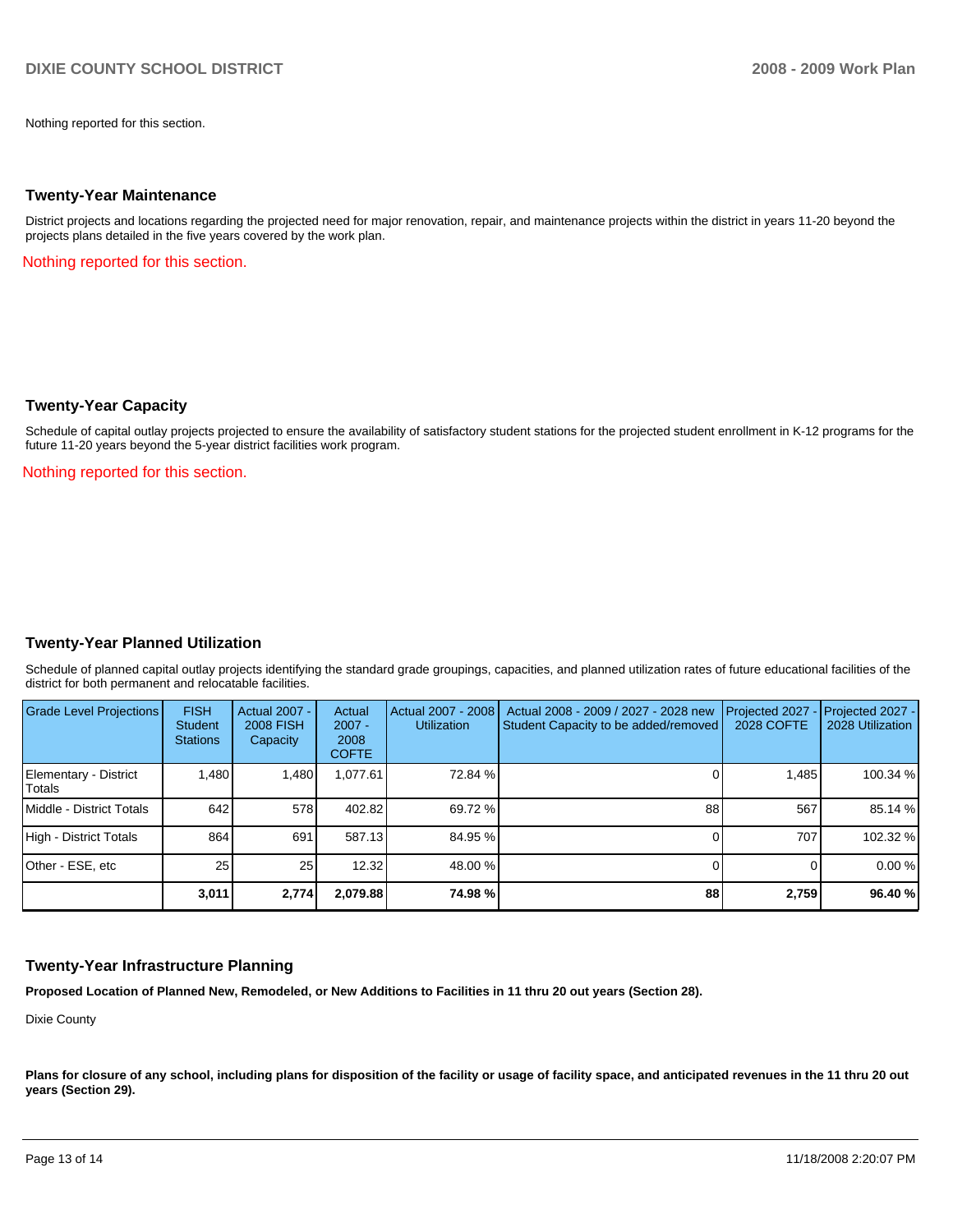Nothing reported for this section.

## Twenty-Year Maintenance

District projects and locations regarding the projected need for major renovation, repair, and maintenance projects within the district in years 11-20 beyond the projects plans detailed in the five years covered by the work plan.

Nothing reported for this section.

## Twenty-Year Capacity

Schedule of capital outlay projects projected to ensure the availability of satisfactory student stations for the projected student enrollment in K-12 programs for the future 11-20 years beyond the 5-year district facilities work program.

Nothing reported for this section.

## Twenty-Year Planned Utilization

Schedule of planned capital outlay projects identifying the standard grade groupings, capacities, and planned utilization rates of future educational facilities of the district for both permanent and relocatable facilities.

| Grade Level Projections | FISH Student Stations | Actual 2007 - 2008 FISH Capacity | Actual 2007 - 2008 COFTE | Actual 2007 - 2008 Utilization | Actual 2008 - 2009 / 2027 - 2028 new Student Capacity to be added/removed | Projected 2027 - 2028 COFTE | Projected 2027 - 2028 Utilization |
|---|---|---|---|---|---|---|---|
| Elementary - District Totals | 1,480 | 1,480 | 1,077.61 | 72.84 % | 0 | 1,485 | 100.34 % |
| Middle - District Totals | 642 | 578 | 402.82 | 69.72 % | 88 | 567 | 85.14 % |
| High - District Totals | 864 | 691 | 587.13 | 84.95 % | 0 | 707 | 102.32 % |
| Other - ESE, etc | 25 | 25 | 12.32 | 48.00 % | 0 | 0 | 0.00 % |
| | **3,011** | **2,774** | **2,079.88** | **74.98 %** | **88** | **2,759** | **96.40 %** |

## Twenty-Year Infrastructure Planning

**Proposed Location of Planned New, Remodeled, or New Additions to Facilities in 11 thru 20 out years (Section 28).**

Dixie County

**Plans for closure of any school, including plans for disposition of the facility or usage of facility space, and anticipated revenues in the 11 thru 20 out years (Section 29).**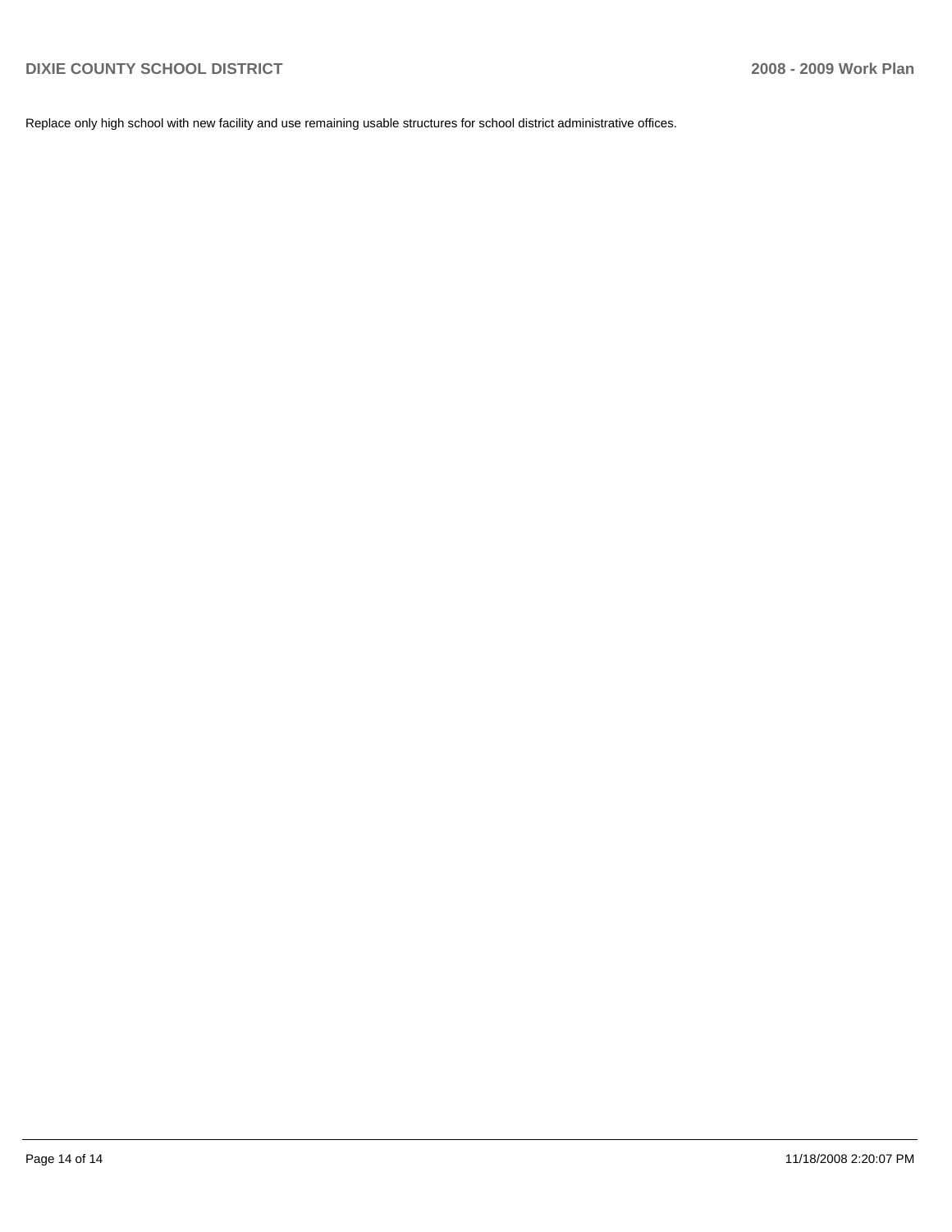Replace only high school with new facility and use remaining usable structures for school district administrative offices.